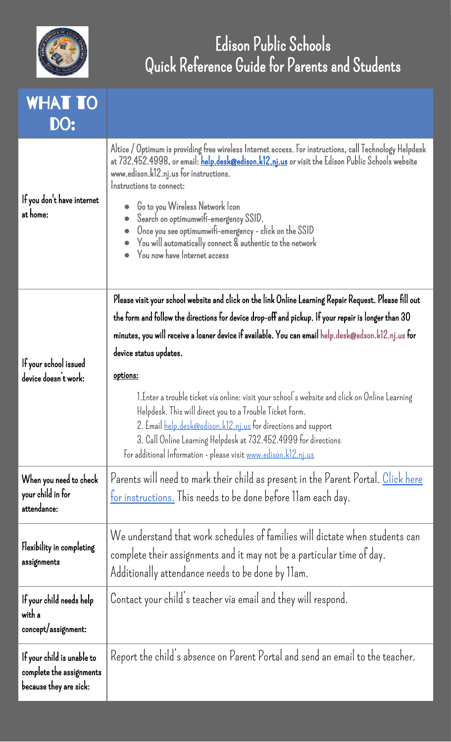# Edison Public Schools
## Quick Reference Guide for Parents and Students

| WHAT TO DO: | |
|---|---|
| If you don't have internet at home: | Altice / Optimum is providing free wireless Internet access. For instructions, call Technology Helpdesk at 732.452.4998, or email: **help.desk@edison.k12.nj.us** or visit the Edison Public Schools website www.edison.k12.nj.us for instructions.<br>Instructions to connect:<br>• Go to you Wireless Network Icon<br>• Search on optimumwifi-emergency SSID.<br>• Once you see optimumwifi-emergency - click on the SSID<br>• You will automatically connect & authentic to the network<br>• You now have Internet access |
| If your school issued device doesn't work: | Please visit your school website and click on the link Online Learning Repair Request. Please fill out the form and follow the directions for device drop-off and pickup. If your repair is longer than 30 minutes, you will receive a loaner device if available. You can email help.desk@edson.k12.nj.us for device status updates.<br>**options:**<br>1. Enter a trouble ticket via online: visit your school's website and click on Online Learning Helpdesk. This will direct you to a Trouble Ticket Form.<br>2. Email help.desk@edison.k12.nj.us for directions and support<br>3. Call Online Learning Helpdesk at 732.452.4999 for directions<br>For additional Information - please visit www.edison.k12.nj.us |
| When you need to check your child in for attendance: | Parents will need to mark their child as present in the Parent Portal. Click here for instructions. This needs to be done before 11am each day. |
| Flexibility in completing assignments | We understand that work schedules of families will dictate when students can complete their assignments and it may not be a particular time of day. Additionally attendance needs to be done by 11am. |
| If your child needs help with a concept/assignment: | Contact your child's teacher via email and they will respond. |
| If your child is unable to complete the assignments because they are sick: | Report the child's absence on Parent Portal and send an email to the teacher. |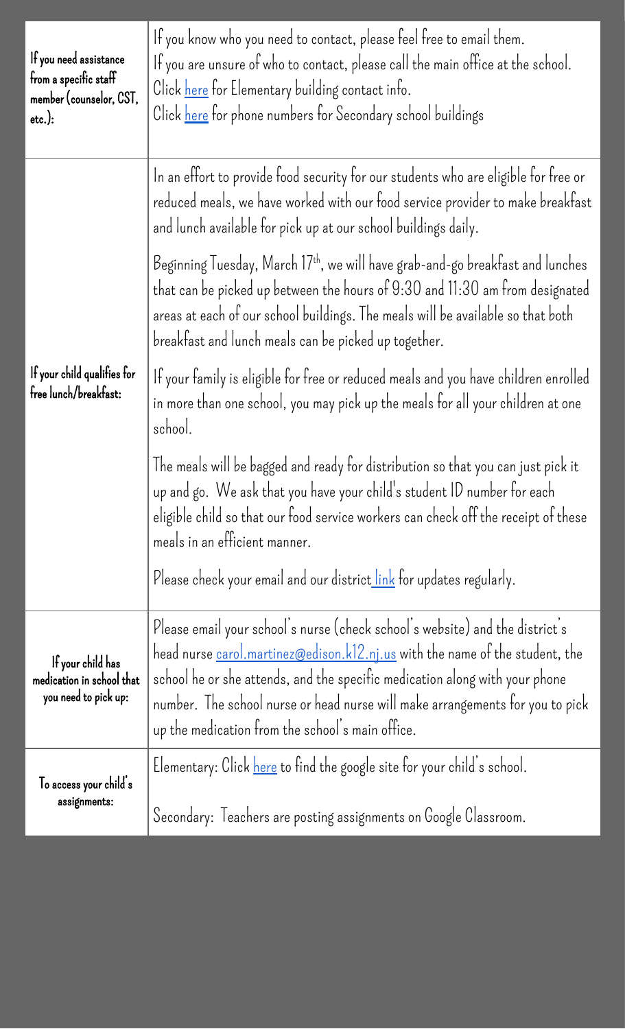| If you need assistance from a specific staff member (counselor, CST, etc.): | If you know who you need to contact, please feel free to email them.<br>If you are unsure of who to contact, please call the main office at the school.<br>Click here for Elementary building contact info.<br>Click here for phone numbers for Secondary school buildings |
|---|---|
| If your child qualifies for free lunch/breakfast: | In an effort to provide food security for our students who are eligible for free or reduced meals, we have worked with our food service provider to make breakfast and lunch available for pick up at our school buildings daily.<br><br>Beginning Tuesday, March 17th, we will have grab-and-go breakfast and lunches that can be picked up between the hours of 9:30 and 11:30 am from designated areas at each of our school buildings. The meals will be available so that both breakfast and lunch meals can be picked up together.<br><br>If your family is eligible for free or reduced meals and you have children enrolled in more than one school, you may pick up the meals for all your children at one school.<br><br>The meals will be bagged and ready for distribution so that you can just pick it up and go. We ask that you have your child's student ID number for each eligible child so that our food service workers can check off the receipt of these meals in an efficient manner.<br><br>Please check your email and our district link for updates regularly. |
| If your child has medication in school that you need to pick up: | Please email your school's nurse (check school's website) and the district's head nurse carol.martinez@edison.k12.nj.us with the name of the student, the school he or she attends, and the specific medication along with your phone number. The school nurse or head nurse will make arrangements for you to pick up the medication from the school's main office. |
| To access your child's assignments: | Elementary: Click here to find the google site for your child's school.<br><br>Secondary: Teachers are posting assignments on Google Classroom. |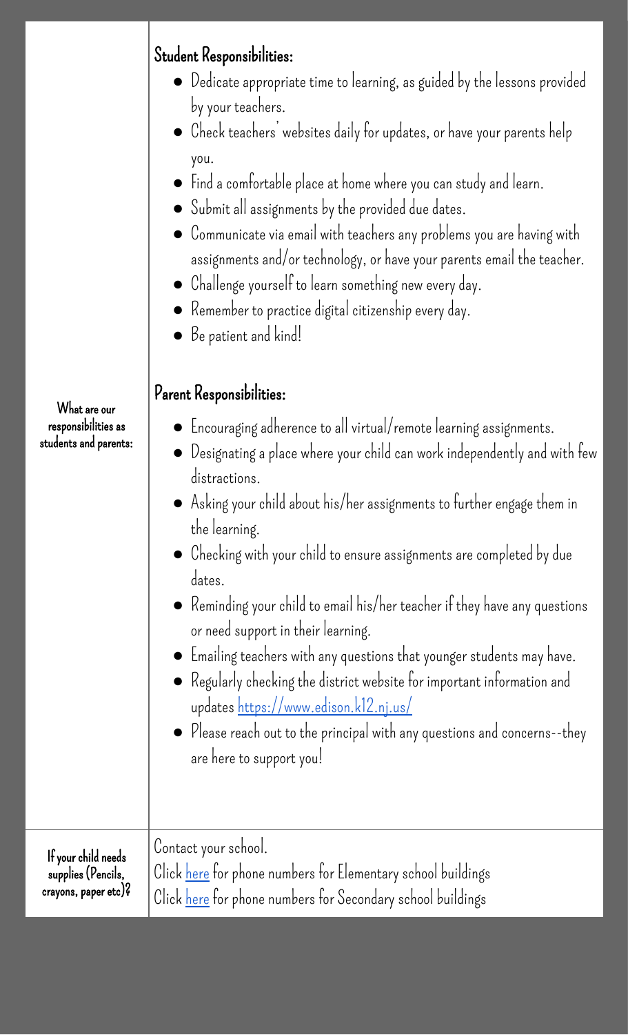| | |
|---|---|
| **What are our responsibilities as students and parents:** | **Student Responsibilities:**<br>• Dedicate appropriate time to learning, as guided by the lessons provided by your teachers.<br>• Check teachers' websites daily for updates, or have your parents help you.<br>• Find a comfortable place at home where you can study and learn.<br>• Submit all assignments by the provided due dates.<br>• Communicate via email with teachers any problems you are having with assignments and/or technology, or have your parents email the teacher.<br>• Challenge yourself to learn something new every day.<br>• Remember to practice digital citizenship every day.<br>• Be patient and kind!<br><br>**Parent Responsibilities:**<br>• Encouraging adherence to all virtual/remote learning assignments.<br>• Designating a place where your child can work independently and with few distractions.<br>• Asking your child about his/her assignments to further engage them in the learning.<br>• Checking with your child to ensure assignments are completed by due dates.<br>• Reminding your child to email his/her teacher if they have any questions or need support in their learning.<br>• Emailing teachers with any questions that younger students may have.<br>• Regularly checking the district website for important information and updates https://www.edison.k12.nj.us/<br>• Please reach out to the principal with any questions and concerns--they are here to support you! |
| **If your child needs supplies (Pencils, crayons, paper etc)?** | Contact your school.<br>Click here for phone numbers for Elementary school buildings<br>Click here for phone numbers for Secondary school buildings |